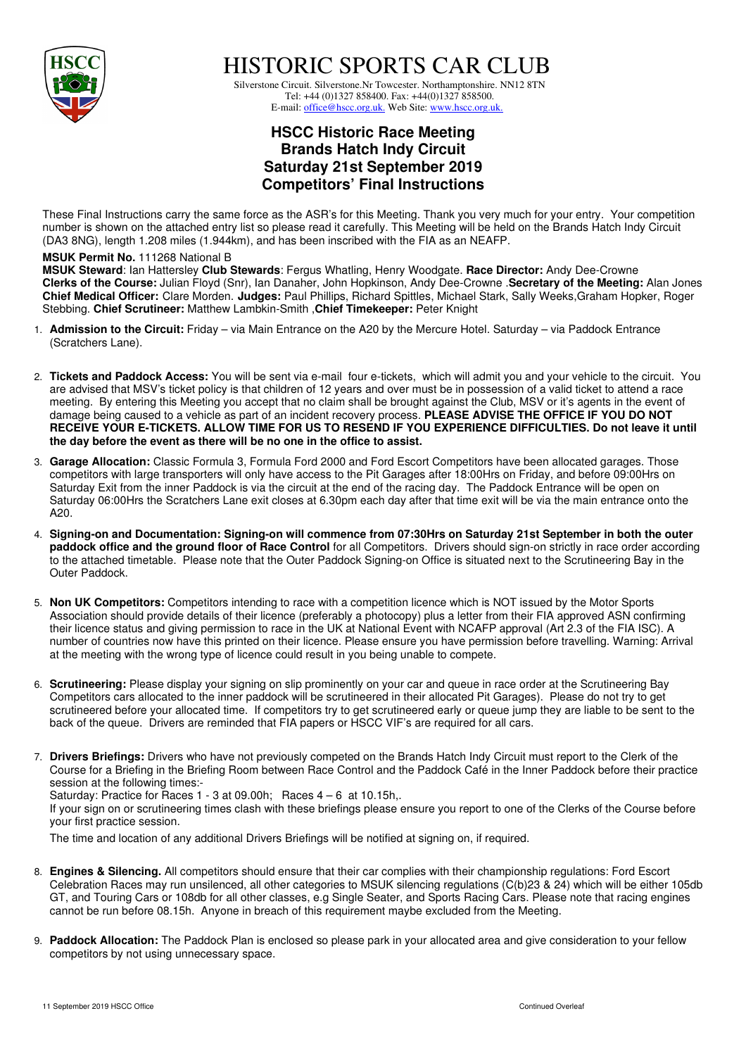# HISTORIC SPORTS CAR CLUB

Silverstone Circuit. Silverstone.Nr Towcester. Northamptonshire. NN12 8TN
Tel: +44 (0)1327 858400. Fax: +44(0)1327 858500.
E-mail: office@hscc.org.uk. Web Site: www.hscc.org.uk.

## HSCC Historic Race Meeting
## Brands Hatch Indy Circuit
## Saturday 21st September 2019
## Competitors' Final Instructions

These Final Instructions carry the same force as the ASR's for this Meeting. Thank you very much for your entry. Your competition number is shown on the attached entry list so please read it carefully. This Meeting will be held on the Brands Hatch Indy Circuit (DA3 8NG), length 1.208 miles (1.944km), and has been inscribed with the FIA as an NEAFP.

**MSUK Permit No.** 111268 National B
**MSUK Steward**: Ian Hattersley **Club Stewards**: Fergus Whatling, Henry Woodgate. **Race Director:** Andy Dee-Crowne
**Clerks of the Course:** Julian Floyd (Snr), Ian Danaher, John Hopkinson, Andy Dee-Crowne .**Secretary of the Meeting:** Alan Jones
**Chief Medical Officer:** Clare Morden. **Judges:** Paul Phillips, Richard Spittles, Michael Stark, Sally Weeks,Graham Hopker, Roger Stebbing. **Chief Scrutineer:** Matthew Lambkin-Smith ,**Chief Timekeeper:** Peter Knight

1. **Admission to the Circuit:** Friday – via Main Entrance on the A20 by the Mercure Hotel. Saturday – via Paddock Entrance (Scratchers Lane).

2. **Tickets and Paddock Access:** You will be sent via e-mail four e-tickets, which will admit you and your vehicle to the circuit. You are advised that MSV's ticket policy is that children of 12 years and over must be in possession of a valid ticket to attend a race meeting. By entering this Meeting you accept that no claim shall be brought against the Club, MSV or it's agents in the event of damage being caused to a vehicle as part of an incident recovery process. **PLEASE ADVISE THE OFFICE IF YOU DO NOT RECEIVE YOUR E-TICKETS. ALLOW TIME FOR US TO RESEND IF YOU EXPERIENCE DIFFICULTIES. Do not leave it until the day before the event as there will be no one in the office to assist.**

3. **Garage Allocation:** Classic Formula 3, Formula Ford 2000 and Ford Escort Competitors have been allocated garages. Those competitors with large transporters will only have access to the Pit Garages after 18:00Hrs on Friday, and before 09:00Hrs on Saturday Exit from the inner Paddock is via the circuit at the end of the racing day. The Paddock Entrance will be open on Saturday 06:00Hrs the Scratchers Lane exit closes at 6.30pm each day after that time exit will be via the main entrance onto the A20.

4. **Signing-on and Documentation: Signing-on will commence from 07:30Hrs on Saturday 21st September in both the outer paddock office and the ground floor of Race Control** for all Competitors. Drivers should sign-on strictly in race order according to the attached timetable. Please note that the Outer Paddock Signing-on Office is situated next to the Scrutineering Bay in the Outer Paddock.

5. **Non UK Competitors:** Competitors intending to race with a competition licence which is NOT issued by the Motor Sports Association should provide details of their licence (preferably a photocopy) plus a letter from their FIA approved ASN confirming their licence status and giving permission to race in the UK at National Event with NCAFP approval (Art 2.3 of the FIA ISC). A number of countries now have this printed on their licence. Please ensure you have permission before travelling. Warning: Arrival at the meeting with the wrong type of licence could result in you being unable to compete.

6. **Scrutineering:** Please display your signing on slip prominently on your car and queue in race order at the Scrutineering Bay Competitors cars allocated to the inner paddock will be scrutineered in their allocated Pit Garages). Please do not try to get scrutineered before your allocated time. If competitors try to get scrutineered early or queue jump they are liable to be sent to the back of the queue. Drivers are reminded that FIA papers or HSCC VIF's are required for all cars.

7. **Drivers Briefings:** Drivers who have not previously competed on the Brands Hatch Indy Circuit must report to the Clerk of the Course for a Briefing in the Briefing Room between Race Control and the Paddock Café in the Inner Paddock before their practice session at the following times:-
   Saturday: Practice for Races 1 - 3 at 09.00h; Races 4 – 6 at 10.15h,.
   If your sign on or scrutineering times clash with these briefings please ensure you report to one of the Clerks of the Course before your first practice session.

   The time and location of any additional Drivers Briefings will be notified at signing on, if required.

8. **Engines & Silencing.** All competitors should ensure that their car complies with their championship regulations: Ford Escort Celebration Races may run unsilenced, all other categories to MSUK silencing regulations (C(b)23 & 24) which will be either 105db GT, and Touring Cars or 108db for all other classes, e.g Single Seater, and Sports Racing Cars. Please note that racing engines cannot be run before 08.15h. Anyone in breach of this requirement maybe excluded from the Meeting.

9. **Paddock Allocation:** The Paddock Plan is enclosed so please park in your allocated area and give consideration to your fellow competitors by not using unnecessary space.

11 September 2019 HSCC Office

Continued Overleaf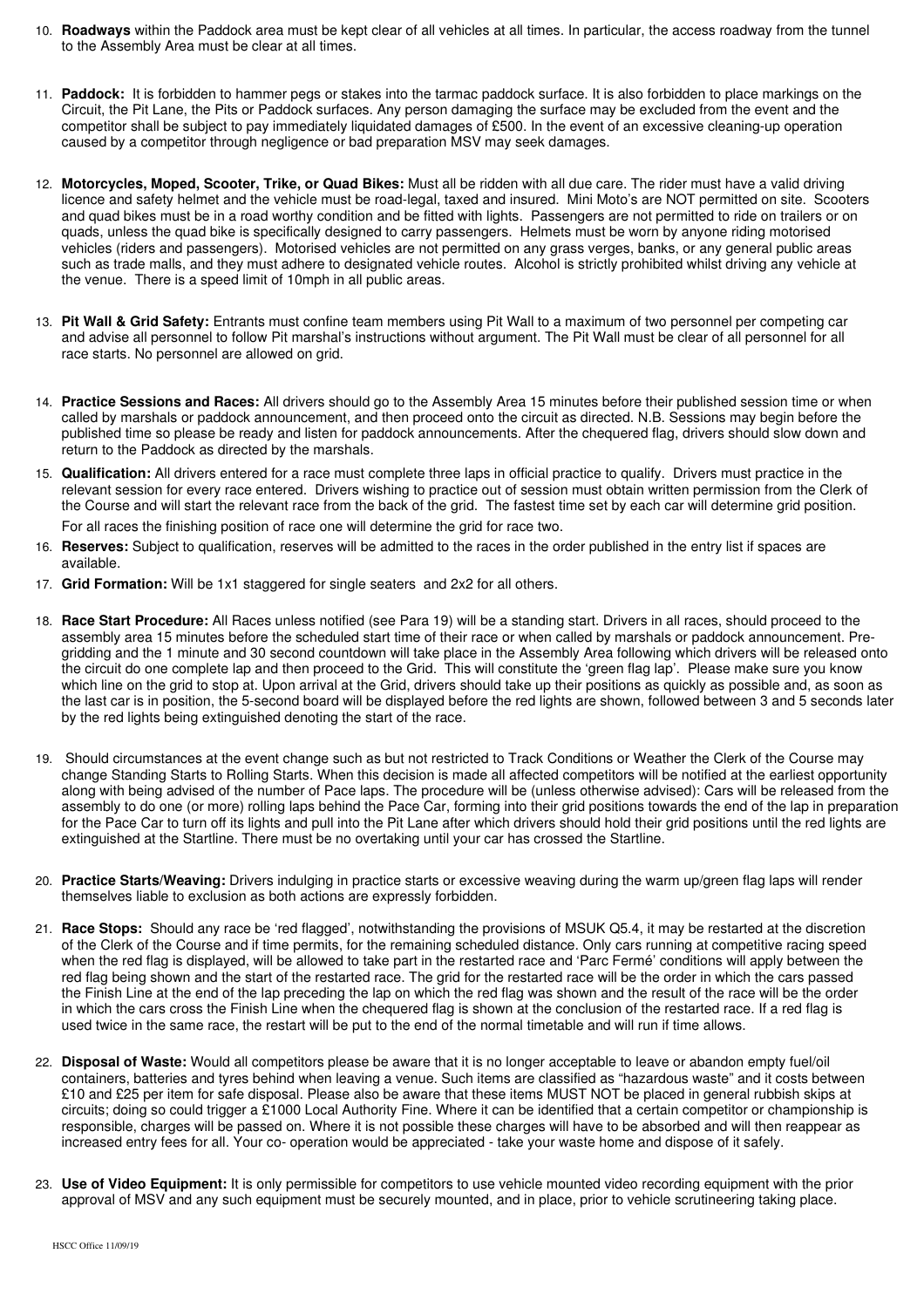10. **Roadways** within the Paddock area must be kept clear of all vehicles at all times. In particular, the access roadway from the tunnel to the Assembly Area must be clear at all times.

11. **Paddock:** It is forbidden to hammer pegs or stakes into the tarmac paddock surface. It is also forbidden to place markings on the Circuit, the Pit Lane, the Pits or Paddock surfaces. Any person damaging the surface may be excluded from the event and the competitor shall be subject to pay immediately liquidated damages of £500. In the event of an excessive cleaning-up operation caused by a competitor through negligence or bad preparation MSV may seek damages.

12. **Motorcycles, Moped, Scooter, Trike, or Quad Bikes:** Must all be ridden with all due care. The rider must have a valid driving licence and safety helmet and the vehicle must be road-legal, taxed and insured. Mini Moto's are NOT permitted on site. Scooters and quad bikes must be in a road worthy condition and be fitted with lights. Passengers are not permitted to ride on trailers or on quads, unless the quad bike is specifically designed to carry passengers. Helmets must be worn by anyone riding motorised vehicles (riders and passengers). Motorised vehicles are not permitted on any grass verges, banks, or any general public areas such as trade malls, and they must adhere to designated vehicle routes. Alcohol is strictly prohibited whilst driving any vehicle at the venue. There is a speed limit of 10mph in all public areas.

13. **Pit Wall & Grid Safety:** Entrants must confine team members using Pit Wall to a maximum of two personnel per competing car and advise all personnel to follow Pit marshal's instructions without argument. The Pit Wall must be clear of all personnel for all race starts. No personnel are allowed on grid.

14. **Practice Sessions and Races:** All drivers should go to the Assembly Area 15 minutes before their published session time or when called by marshals or paddock announcement, and then proceed onto the circuit as directed. N.B. Sessions may begin before the published time so please be ready and listen for paddock announcements. After the chequered flag, drivers should slow down and return to the Paddock as directed by the marshals.

15. **Qualification:** All drivers entered for a race must complete three laps in official practice to qualify. Drivers must practice in the relevant session for every race entered. Drivers wishing to practice out of session must obtain written permission from the Clerk of the Course and will start the relevant race from the back of the grid. The fastest time set by each car will determine grid position.
    For all races the finishing position of race one will determine the grid for race two.

16. **Reserves:** Subject to qualification, reserves will be admitted to the races in the order published in the entry list if spaces are available.

17. **Grid Formation:** Will be 1x1 staggered for single seaters and 2x2 for all others.

18. **Race Start Procedure:** All Races unless notified (see Para 19) will be a standing start. Drivers in all races, should proceed to the assembly area 15 minutes before the scheduled start time of their race or when called by marshals or paddock announcement. Pre-gridding and the 1 minute and 30 second countdown will take place in the Assembly Area following which drivers will be released onto the circuit do one complete lap and then proceed to the Grid. This will constitute the 'green flag lap'. Please make sure you know which line on the grid to stop at. Upon arrival at the Grid, drivers should take up their positions as quickly as possible and, as soon as the last car is in position, the 5-second board will be displayed before the red lights are shown, followed between 3 and 5 seconds later by the red lights being extinguished denoting the start of the race.

19. Should circumstances at the event change such as but not restricted to Track Conditions or Weather the Clerk of the Course may change Standing Starts to Rolling Starts. When this decision is made all affected competitors will be notified at the earliest opportunity along with being advised of the number of Pace laps. The procedure will be (unless otherwise advised): Cars will be released from the assembly to do one (or more) rolling laps behind the Pace Car, forming into their grid positions towards the end of the lap in preparation for the Pace Car to turn off its lights and pull into the Pit Lane after which drivers should hold their grid positions until the red lights are extinguished at the Startline. There must be no overtaking until your car has crossed the Startline.

20. **Practice Starts/Weaving:** Drivers indulging in practice starts or excessive weaving during the warm up/green flag laps will render themselves liable to exclusion as both actions are expressly forbidden.

21. **Race Stops:** Should any race be 'red flagged', notwithstanding the provisions of MSUK Q5.4, it may be restarted at the discretion of the Clerk of the Course and if time permits, for the remaining scheduled distance. Only cars running at competitive racing speed when the red flag is displayed, will be allowed to take part in the restarted race and 'Parc Fermé' conditions will apply between the red flag being shown and the start of the restarted race. The grid for the restarted race will be the order in which the cars passed the Finish Line at the end of the lap preceding the lap on which the red flag was shown and the result of the race will be the order in which the cars cross the Finish Line when the chequered flag is shown at the conclusion of the restarted race. If a red flag is used twice in the same race, the restart will be put to the end of the normal timetable and will run if time allows.

22. **Disposal of Waste:** Would all competitors please be aware that it is no longer acceptable to leave or abandon empty fuel/oil containers, batteries and tyres behind when leaving a venue. Such items are classified as "hazardous waste" and it costs between £10 and £25 per item for safe disposal. Please also be aware that these items MUST NOT be placed in general rubbish skips at circuits; doing so could trigger a £1000 Local Authority Fine. Where it can be identified that a certain competitor or championship is responsible, charges will be passed on. Where it is not possible these charges will have to be absorbed and will then reappear as increased entry fees for all. Your co- operation would be appreciated - take your waste home and dispose of it safely.

23. **Use of Video Equipment:** It is only permissible for competitors to use vehicle mounted video recording equipment with the prior approval of MSV and any such equipment must be securely mounted, and in place, prior to vehicle scrutineering taking place.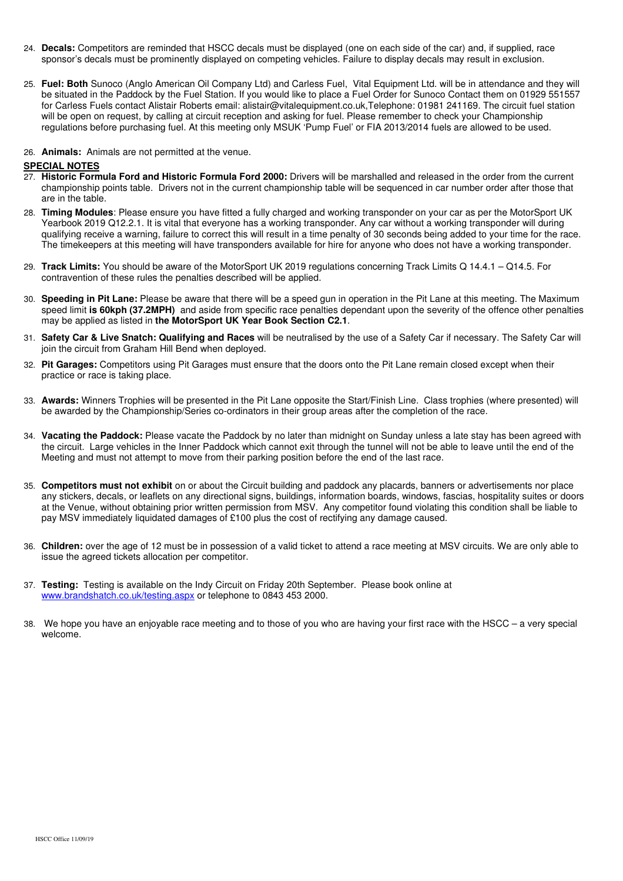24. **Decals:** Competitors are reminded that HSCC decals must be displayed (one on each side of the car) and, if supplied, race sponsor's decals must be prominently displayed on competing vehicles. Failure to display decals may result in exclusion.

25. **Fuel: Both** Sunoco (Anglo American Oil Company Ltd) and Carless Fuel, Vital Equipment Ltd. will be in attendance and they will be situated in the Paddock by the Fuel Station. If you would like to place a Fuel Order for Sunoco Contact them on 01929 551557 for Carless Fuels contact Alistair Roberts email: alistair@vitalequipment.co.uk,Telephone: 01981 241169. The circuit fuel station will be open on request, by calling at circuit reception and asking for fuel. Please remember to check your Championship regulations before purchasing fuel. At this meeting only MSUK 'Pump Fuel' or FIA 2013/2014 fuels are allowed to be used.

26. **Animals:** Animals are not permitted at the venue.

**SPECIAL NOTES**

27. **Historic Formula Ford and Historic Formula Ford 2000:** Drivers will be marshalled and released in the order from the current championship points table. Drivers not in the current championship table will be sequenced in car number order after those that are in the table.

28. **Timing Modules**: Please ensure you have fitted a fully charged and working transponder on your car as per the MotorSport UK Yearbook 2019 Q12.2.1. It is vital that everyone has a working transponder. Any car without a working transponder will during qualifying receive a warning, failure to correct this will result in a time penalty of 30 seconds being added to your time for the race. The timekeepers at this meeting will have transponders available for hire for anyone who does not have a working transponder.

29. **Track Limits:** You should be aware of the MotorSport UK 2019 regulations concerning Track Limits Q 14.4.1 – Q14.5. For contravention of these rules the penalties described will be applied.

30. **Speeding in Pit Lane:** Please be aware that there will be a speed gun in operation in the Pit Lane at this meeting. The Maximum speed limit **is 60kph (37.2MPH)** and aside from specific race penalties dependant upon the severity of the offence other penalties may be applied as listed in **the MotorSport UK Year Book Section C2.1**.

31. **Safety Car & Live Snatch: Qualifying and Races** will be neutralised by the use of a Safety Car if necessary. The Safety Car will join the circuit from Graham Hill Bend when deployed.

32. **Pit Garages:** Competitors using Pit Garages must ensure that the doors onto the Pit Lane remain closed except when their practice or race is taking place.

33. **Awards:** Winners Trophies will be presented in the Pit Lane opposite the Start/Finish Line. Class trophies (where presented) will be awarded by the Championship/Series co-ordinators in their group areas after the completion of the race.

34. **Vacating the Paddock:** Please vacate the Paddock by no later than midnight on Sunday unless a late stay has been agreed with the circuit. Large vehicles in the Inner Paddock which cannot exit through the tunnel will not be able to leave until the end of the Meeting and must not attempt to move from their parking position before the end of the last race.

35. **Competitors must not exhibit** on or about the Circuit building and paddock any placards, banners or advertisements nor place any stickers, decals, or leaflets on any directional signs, buildings, information boards, windows, fascias, hospitality suites or doors at the Venue, without obtaining prior written permission from MSV. Any competitor found violating this condition shall be liable to pay MSV immediately liquidated damages of £100 plus the cost of rectifying any damage caused.

36. **Children:** over the age of 12 must be in possession of a valid ticket to attend a race meeting at MSV circuits. We are only able to issue the agreed tickets allocation per competitor.

37. **Testing:** Testing is available on the Indy Circuit on Friday 20th September. Please book online at www.brandshatch.co.uk/testing.aspx or telephone to 0843 453 2000.

38. We hope you have an enjoyable race meeting and to those of you who are having your first race with the HSCC – a very special welcome.

HSCC Office 11/09/19